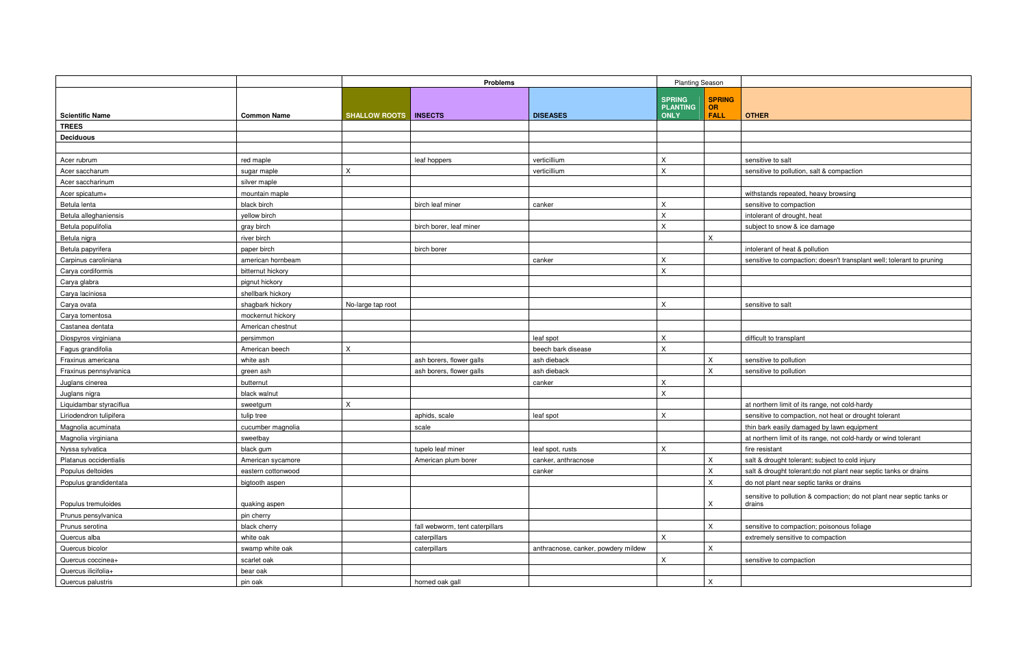| | | Problems | | | Planting Season | | |
|---|---|---|---|---|---|---|---|
| **Scientific Name** | **Common Name** | **SHALLOW ROOTS** | **INSECTS** | **DISEASES** | **SPRING PLANTING ONLY** | **SPRING OR FALL** | **OTHER** |
| **TREES** | | | | | | | |
| **Deciduous** | | | | | | | |
| | | | | | | | |
| Acer rubrum | red maple | | leaf hoppers | verticillium | X | | sensitive to salt |
| Acer saccharum | sugar maple | X | | verticillium | X | | sensitive to pollution, salt & compaction |
| Acer saccharinum | silver maple | | | | | | |
| Acer spicatum+ | mountain maple | | | | | | withstands repeated, heavy browsing |
| Betula lenta | black birch | | birch leaf miner | canker | X | | sensitive to compaction |
| Betula alleghaniensis | yellow birch | | | | X | | intolerant of drought, heat |
| Betula populifolia | gray birch | | birch borer, leaf miner | | X | | subject to snow & ice damage |
| Betula nigra | river birch | | | | | X | |
| Betula papyrifera | paper birch | | birch borer | | | | intolerant of heat & pollution |
| Carpinus caroliniana | american hornbeam | | | canker | X | | sensitive to compaction; doesn't transplant well; tolerant to pruning |
| Carya cordiformis | bitternut hickory | | | | X | | |
| Carya glabra | pignut hickory | | | | | | |
| Carya laciniosa | shellbark hickory | | | | | | |
| Carya ovata | shagbark hickory | No-large tap root | | | X | | sensitive to salt |
| Carya tomentosa | mockernut hickory | | | | | | |
| Castanea dentata | American chestnut | | | | | | |
| Diospyros virginiana | persimmon | | | leaf spot | X | | difficult to transplant |
| Fagus grandifolia | American beech | X | | beech bark disease | X | | |
| Fraxinus americana | white ash | | ash borers, flower galls | ash dieback | | X | sensitive to pollution |
| Fraxinus pennsylvanica | green ash | | ash borers, flower galls | ash dieback | | X | sensitive to pollution |
| Juglans cinerea | butternut | | | canker | X | | |
| Juglans nigra | black walnut | | | | X | | |
| Liquidambar styraciflua | sweetgum | X | | | | | at northern limit of its range, not cold-hardy |
| Liriodendron tulipifera | tulip tree | | aphids, scale | leaf spot | X | | sensitive to compaction, not heat or drought tolerant |
| Magnolia acuminata | cucumber magnolia | | scale | | | | thin bark easily damaged by lawn equipment |
| Magnolia virginiana | sweetbay | | | | | | at northern limit of its range, not cold-hardy or wind tolerant |
| Nyssa sylvatica | black gum | | tupelo leaf miner | leaf spot, rusts | X | | fire resistant |
| Platanus occidentialis | American sycamore | | American plum borer | canker, anthracnose | | X | salt & drought tolerant; subject to cold injury |
| Populus deltoides | eastern cottonwood | | | canker | | X | salt & drought tolerant;do not plant near septic tanks or drains |
| Populus grandidentata | bigtooth aspen | | | | | X | do not plant near septic tanks or drains |
| Populus tremuloides | quaking aspen | | | | | X | sensitive to pollution & compaction; do not plant near septic tanks or drains |
| Prunus pensylvanica | pin cherry | | | | | | |
| Prunus serotina | black cherry | | fall webworm, tent caterpillars | | | X | sensitive to compaction; poisonous foliage |
| Quercus alba | white oak | | caterpillars | | X | | extremely sensitive to compaction |
| Quercus bicolor | swamp white oak | | caterpillars | anthracnose, canker, powdery mildew | | X | |
| Quercus coccinea+ | scarlet oak | | | | X | | sensitive to compaction |
| Quercus ilicifolia+ | bear oak | | | | | | |
| Quercus palustris | pin oak | | horned oak gall | | | X | |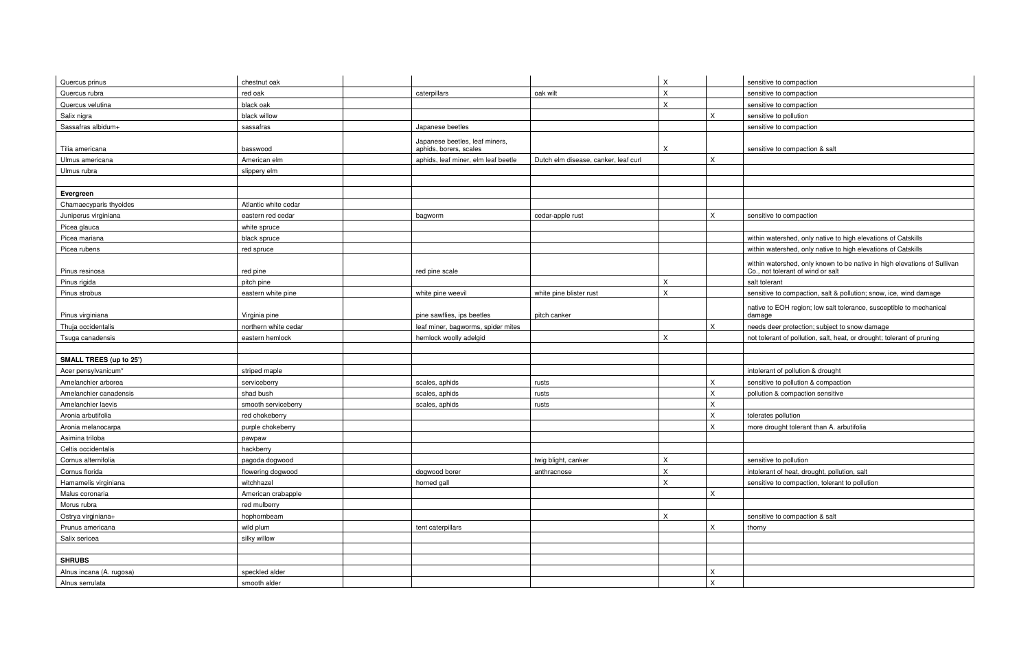| | | | | | | | |
|---|---|---|---|---|---|---|---|
| Quercus prinus | chestnut oak | | | | X | | sensitive to compaction |
| Quercus rubra | red oak | | caterpillars | oak wilt | X | | sensitive to compaction |
| Quercus velutina | black oak | | | | X | | sensitive to compaction |
| Salix nigra | black willow | | | | | X | sensitive to pollution |
| Sassafras albidum+ | sassafras | | Japanese beetles | | | | sensitive to compaction |
| Tilia americana | basswood | | Japanese beetles, leaf miners, aphids, borers, scales | | X | | sensitive to compaction & salt |
| Ulmus americana | American elm | | aphids, leaf miner, elm leaf beetle | Dutch elm disease, canker, leaf curl | | X | |
| Ulmus rubra | slippery elm | | | | | | |
| | | | | | | | |
| **Evergreen** | | | | | | | |
| Chamaecyparis thyoides | Atlantic white cedar | | | | | | |
| Juniperus virginiana | eastern red cedar | | bagworm | cedar-apple rust | | X | sensitive to compaction |
| Picea glauca | white spruce | | | | | | |
| Picea mariana | black spruce | | | | | | within watershed, only native to high elevations of Catskills |
| Picea rubens | red spruce | | | | | | within watershed, only native to high elevations of Catskills |
| Pinus resinosa | red pine | | red pine scale | | | | within watershed, only known to be native in high elevations of Sullivan Co., not tolerant of wind or salt |
| Pinus rigida | pitch pine | | | | X | | salt tolerant |
| Pinus strobus | eastern white pine | | white pine weevil | white pine blister rust | X | | sensitive to compaction, salt & pollution; snow, ice, wind damage |
| Pinus virginiana | Virginia pine | | pine sawflies, ips beetles | pitch canker | | | native to EOH region; low salt tolerance, susceptible to mechanical damage |
| Thuja occidentalis | northern white cedar | | leaf miner, bagworms, spider mites | | | X | needs deer protection; subject to snow damage |
| Tsuga canadensis | eastern hemlock | | hemlock woolly adelgid | | X | | not tolerant of pollution, salt, heat, or drought; tolerant of pruning |
| | | | | | | | |
| **SMALL TREES (up to 25')** | | | | | | | |
| Acer pensylvanicum* | striped maple | | | | | | intolerant of pollution & drought |
| Amelanchier arborea | serviceberry | | scales, aphids | rusts | | X | sensitive to pollution & compaction |
| Amelanchier canadensis | shad bush | | scales, aphids | rusts | | X | pollution & compaction sensitive |
| Amelanchier laevis | smooth serviceberry | | scales, aphids | rusts | | X | |
| Aronia arbutifolia | red chokeberry | | | | | X | tolerates pollution |
| Aronia melanocarpa | purple chokeberry | | | | | X | more drought tolerant than A. arbutifolia |
| Asimina triloba | pawpaw | | | | | | |
| Celtis occidentalis | hackberry | | | | | | |
| Cornus alternifolia | pagoda dogwood | | | twig blight, canker | X | | sensitive to pollution |
| Cornus florida | flowering dogwood | | dogwood borer | anthracnose | X | | intolerant of heat, drought, pollution, salt |
| Hamamelis virginiana | witchhazel | | horned gall | | X | | sensitive to compaction, tolerant to pollution |
| Malus coronaria | American crabapple | | | | | X | |
| Morus rubra | red mulberry | | | | | | |
| Ostrya virginiana+ | hophornbeam | | | | X | | sensitive to compaction & salt |
| Prunus americana | wild plum | | tent caterpillars | | | X | thorny |
| Salix sericea | silky willow | | | | | | |
| | | | | | | | |
| **SHRUBS** | | | | | | | |
| Alnus incana (A. rugosa) | speckled alder | | | | | X | |
| Alnus serrulata | smooth alder | | | | | X | |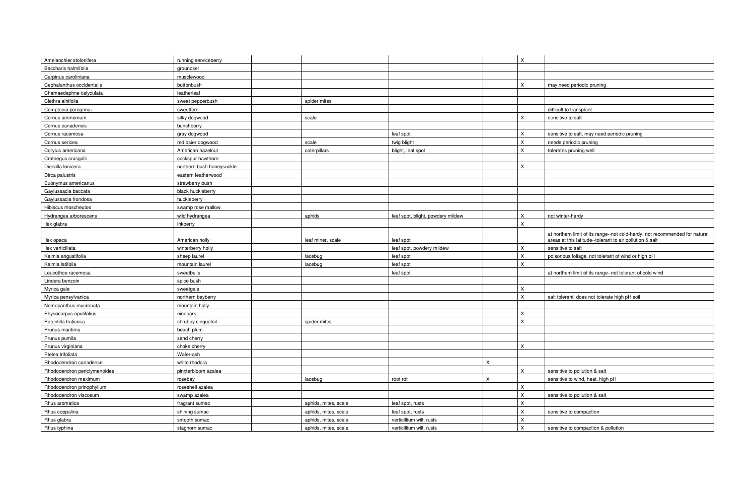| | | | | | | | |
|---|---|---|---|---|---|---|---|
| Amelanchier stolonifera | running serviceberry | | | | | X | |
| Baccharis halmifolia | groundsel | | | | | | |
| Carpinus caroliniana | musclewood | | | | | | |
| Cephalanthus occidentalis | buttonbush | | | | | X | may need periodic pruning |
| Chamaedaphne calyculata | leatherleaf | | | | | | |
| Clethra alnifolia | sweet pepperbush | | spider mites | | | | |
| Comptonia peregrina+ | sweetfern | | | | | | difficult to transplant |
| Cornus ammomum | silky dogwood | | scale | | | X | sensitive to salt |
| Cornus canadensis | bunchberry | | | | | | |
| Cornus racemosa | gray dogwood | | | leaf spot | | X | sensitive to salt, may need periodic pruning |
| Cornus sericea | red osier dogwood | | scale | twig blight | | X | needs periodic pruning |
| Corylus americana | American hazelnut | | caterpillars | blight, leaf spot | | X | tolerates pruning well |
| Crataegus crusgalli | cockspur hawthorn | | | | | | |
| Diervilla lonicera | northern bush honeysuckle | | | | | X | |
| Dirca palustris | eastern leatherwood | | | | | | |
| Euonymus americanus | strawberry bush | | | | | | |
| Gaylussacia baccata | black huckleberry | | | | | | |
| Gaylussacia frondosa | huckleberry | | | | | | |
| Hibiscus moscheutos | swamp rose mallow | | | | | | |
| Hydrangea arborescens | wild hydrangea | | aphids | leaf spot, blight, powdery mildew | | X | not winter-hardy |
| Ilex glabra | inkberry | | | | | X | |
| Ilex opaca | American holly | | leaf miner, scale | leaf spot | | | at northern limit of its range--not cold-hardy, not recommended for natural areas at this latitude--tolerant to air pollution & salt |
| Ilex verticillata | winterberry holly | | | leaf spot, powdery mildew | | X | sensitive to salt |
| Kalmia angustifolia | sheep laurel | | lacebug | leaf spot | | X | poisonous foliage, not tolerant of wind or high pH |
| Kalmia latifolia | mountain laurel | | lacebug | leaf spot | | X | |
| Leucothoe racemosa | sweetbells | | | leaf spot | | | at northern limit of its range--not tolerant of cold wind |
| Lindera benzoin | spice bush | | | | | | |
| Myrica gale | sweetgale | | | | | X | |
| Myrica pensylvanica | northern bayberry | | | | | X | salt tolerant, does not tolerate high pH soil |
| Nemopanthus mucronata | mountain holly | | | | | | |
| Physocarpus opulifolius | ninebark | | | | | X | |
| Potentilla fruticosa | shrubby cinquefoil | | spider mites | | | X | |
| Prunus maritima | beach plum | | | | | | |
| Prunus pumila | sand cherry | | | | | | |
| Prunus virginiana | choke cherry | | | | | X | |
| Ptelea trifoliata | Wafer-ash | | | | | | |
| Rhododendron canadense | white rhodora | | | | X | | |
| Rhododendron periclymenoides | pinxterbloom azalea | | | | | X | sensitive to pollution & salt |
| Rhododendron maximum | rosebay | | lacebug | root rot | X | | sensitive to wind, heat, high pH |
| Rhododendron prinophyllum | roseshell azalea | | | | | X | |
| Rhododendron viscosum | swamp azalea | | | | | X | sensitive to pollution & salt |
| Rhus aromatica | fragrant sumac | | aphids, mites, scale | leaf spot, rusts | | X | |
| Rhus coppalina | shining sumac | | aphids, mites, scale | leaf spot, rusts | | X | sensitive to compaction |
| Rhus glabra | smooth sumac | | aphids, mites, scale | verticillium wilt, rusts | | X | |
| Rhus typhina | staghorn sumac | | aphids, mites, scale | verticillium wilt, rusts | | X | sensitive to compaction & pollution |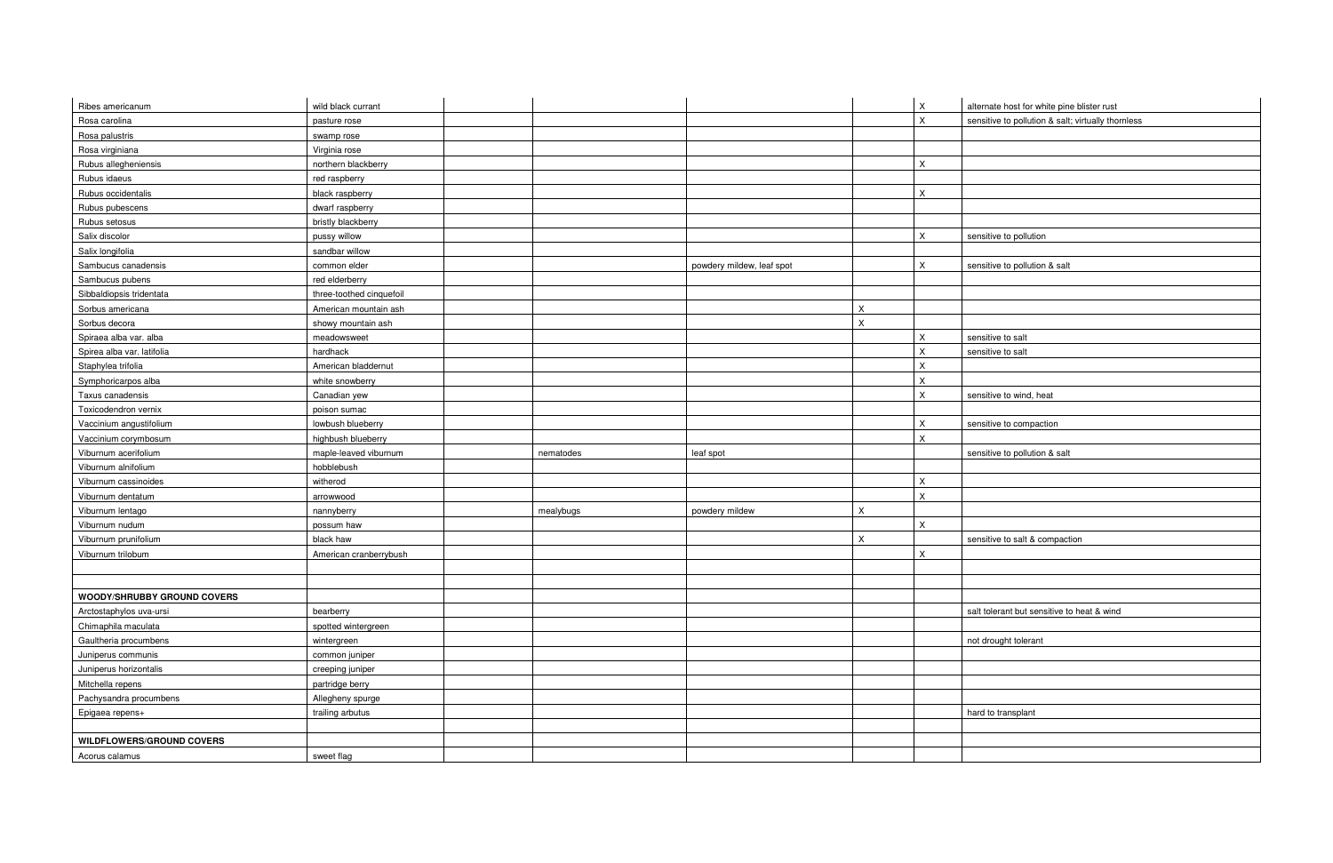| | | | | | | | |
|---|---|---|---|---|---|---|---|
| Ribes americanum | wild black currant | | | | | X | alternate host for white pine blister rust |
| Rosa carolina | pasture rose | | | | | X | sensitive to pollution & salt; virtually thornless |
| Rosa palustris | swamp rose | | | | | | |
| Rosa virginiana | Virginia rose | | | | | | |
| Rubus allegheniensis | northern blackberry | | | | | X | |
| Rubus idaeus | red raspberry | | | | | | |
| Rubus occidentalis | black raspberry | | | | | X | |
| Rubus pubescens | dwarf raspberry | | | | | | |
| Rubus setosus | bristly blackberry | | | | | | |
| Salix discolor | pussy willow | | | | | X | sensitive to pollution |
| Salix longifolia | sandbar willow | | | | | | |
| Sambucus canadensis | common elder | | | powdery mildew, leaf spot | | X | sensitive to pollution & salt |
| Sambucus pubens | red elderberry | | | | | | |
| Sibbaldiopsis tridentata | three-toothed cinquefoil | | | | | | |
| Sorbus americana | American mountain ash | | | | X | | |
| Sorbus decora | showy mountain ash | | | | X | | |
| Spiraea alba var. alba | meadowsweet | | | | | X | sensitive to salt |
| Spirea alba var. latifolia | hardhack | | | | | X | sensitive to salt |
| Staphylea trifolia | American bladdernut | | | | | X | |
| Symphoricarpos alba | white snowberry | | | | | X | |
| Taxus canadensis | Canadian yew | | | | | X | sensitive to wind, heat |
| Toxicodendron vernix | poison sumac | | | | | | |
| Vaccinium angustifolium | lowbush blueberry | | | | | X | sensitive to compaction |
| Vaccinium corymbosum | highbush blueberry | | | | | X | |
| Viburnum acerifolium | maple-leaved viburnum | | nematodes | leaf spot | | | sensitive to pollution & salt |
| Viburnum alnifolium | hobblebush | | | | | | |
| Viburnum cassinoides | witherod | | | | | X | |
| Viburnum dentatum | arrowwood | | | | | X | |
| Viburnum lentago | nannyberry | | mealybugs | powdery mildew | X | | |
| Viburnum nudum | possum haw | | | | | X | |
| Viburnum prunifolium | black haw | | | | X | | sensitive to salt & compaction |
| Viburnum trilobum | American cranberrybush | | | | | X | |
| | | | | | | | |
| | | | | | | | |
| **WOODY/SHRUBBY GROUND COVERS** | | | | | | | |
| Arctostaphylos uva-ursi | bearberry | | | | | | salt tolerant but sensitive to heat & wind |
| Chimaphila maculata | spotted wintergreen | | | | | | |
| Gaultheria procumbens | wintergreen | | | | | | not drought tolerant |
| Juniperus communis | common juniper | | | | | | |
| Juniperus horizontalis | creeping juniper | | | | | | |
| Mitchella repens | partridge berry | | | | | | |
| Pachysandra procumbens | Allegheny spurge | | | | | | |
| Epigaea repens+ | trailing arbutus | | | | | | hard to transplant |
| | | | | | | | |
| **WILDFLOWERS/GROUND COVERS** | | | | | | | |
| Acorus calamus | sweet flag | | | | | | |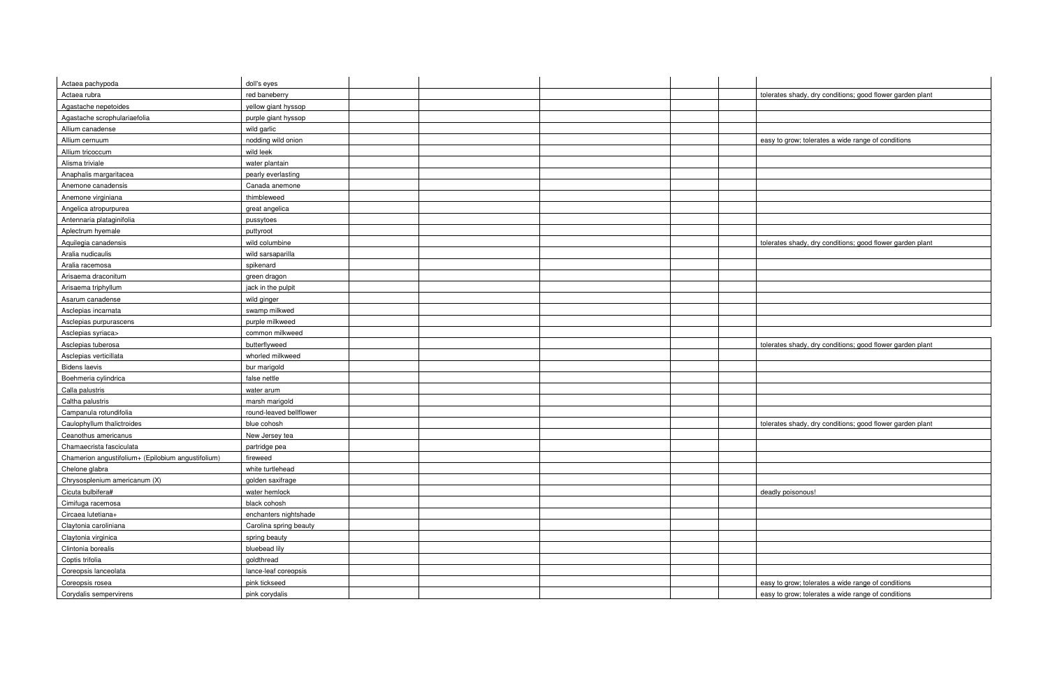| | | | | | | | |
|---|---|---|---|---|---|---|---|
| Actaea pachypoda | doll's eyes | | | | | | |
| Actaea rubra | red baneberry | | | | | | tolerates shady, dry conditions; good flower garden plant |
| Agastache nepetoides | yellow giant hyssop | | | | | | |
| Agastache scrophulariaefolia | purple giant hyssop | | | | | | |
| Allium canadense | wild garlic | | | | | | |
| Allium cernuum | nodding wild onion | | | | | | easy to grow; tolerates a wide range of conditions |
| Allium tricoccum | wild leek | | | | | | |
| Alisma triviale | water plantain | | | | | | |
| Anaphalis margaritacea | pearly everlasting | | | | | | |
| Anemone canadensis | Canada anemone | | | | | | |
| Anemone virginiana | thimbleweed | | | | | | |
| Angelica atropurpurea | great angelica | | | | | | |
| Antennaria plataginifolia | pussytoes | | | | | | |
| Aplectrum hyemale | puttyroot | | | | | | |
| Aquilegia canadensis | wild columbine | | | | | | tolerates shady, dry conditions; good flower garden plant |
| Aralia nudicaulis | wild sarsaparilla | | | | | | |
| Aralia racemosa | spikenard | | | | | | |
| Arisaema draconitum | green dragon | | | | | | |
| Arisaema triphyllum | jack in the pulpit | | | | | | |
| Asarum canadense | wild ginger | | | | | | |
| Asclepias incarnata | swamp milkweed | | | | | | |
| Asclepias purpurascens | purple milkweed | | | | | | |
| Asclepias syriaca> | common milkweed | | | | | | |
| Asclepias tuberosa | butterflyweed | | | | | | tolerates shady, dry conditions; good flower garden plant |
| Asclepias verticillata | whorled milkweed | | | | | | |
| Bidens laevis | bur marigold | | | | | | |
| Boehmeria cylindrica | false nettle | | | | | | |
| Calla palustris | water arum | | | | | | |
| Caltha palustris | marsh marigold | | | | | | |
| Campanula rotundifolia | round-leaved bellflower | | | | | | |
| Caulophyllum thalictroides | blue cohosh | | | | | | tolerates shady, dry conditions; good flower garden plant |
| Ceanothus americanus | New Jersey tea | | | | | | |
| Chamaecrista fasciculata | partridge pea | | | | | | |
| Chamerion angustifolium+ (Epilobium angustifolium) | fireweed | | | | | | |
| Chelone glabra | white turtlehead | | | | | | |
| Chrysosplenium americanum (X) | golden saxifrage | | | | | | |
| Cicuta bulbifera# | water hemlock | | | | | | deadly poisonous! |
| Cimifuga racemosa | black cohosh | | | | | | |
| Circaea lutetiana+ | enchanters nightshade | | | | | | |
| Claytonia caroliniana | Carolina spring beauty | | | | | | |
| Claytonia virginica | spring beauty | | | | | | |
| Clintonia borealis | bluebead lily | | | | | | |
| Coptis trifolia | goldthread | | | | | | |
| Coreopsis lanceolata | lance-leaf coreopsis | | | | | | |
| Coreopsis rosea | pink tickseed | | | | | | easy to grow; tolerates a wide range of conditions |
| Corydalis sempervirens | pink corydalis | | | | | | easy to grow; tolerates a wide range of conditions |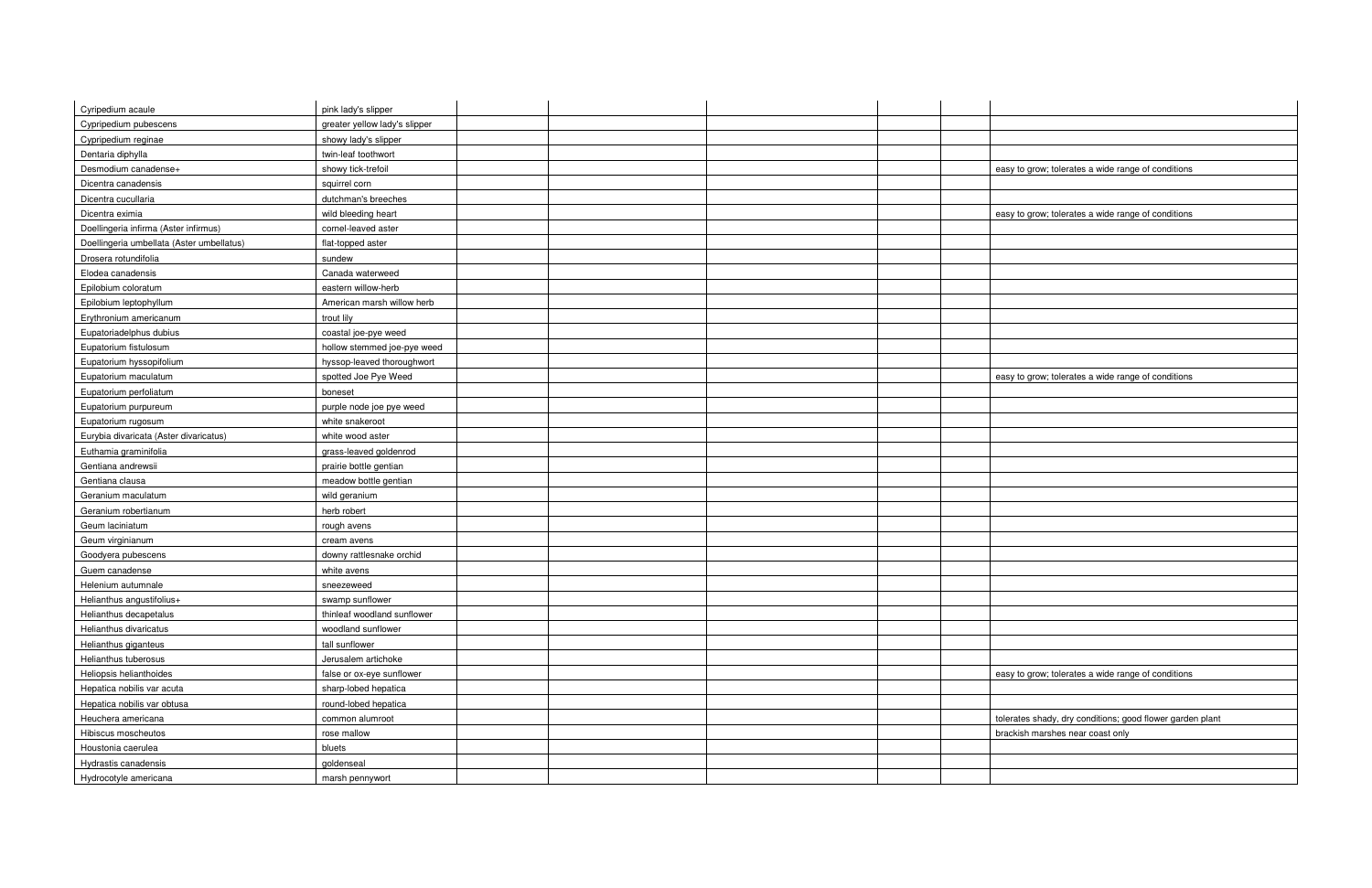| | | | | | | | |
|---|---|---|---|---|---|---|---|
| Cyripedium acaule | pink lady's slipper | | | | | | |
| Cypripedium pubescens | greater yellow lady's slipper | | | | | | |
| Cypripedium reginae | showy lady's slipper | | | | | | |
| Dentaria diphylla | twin-leaf toothwort | | | | | | |
| Desmodium canadense+ | showy tick-trefoil | | | | | | easy to grow; tolerates a wide range of conditions |
| Dicentra canadensis | squirrel corn | | | | | | |
| Dicentra cucullaria | dutchman's breeches | | | | | | |
| Dicentra eximia | wild bleeding heart | | | | | | easy to grow; tolerates a wide range of conditions |
| Doellingeria infirma (Aster infirmus) | cornel-leaved aster | | | | | | |
| Doellingeria umbellata (Aster umbellatus) | flat-topped aster | | | | | | |
| Drosera rotundifolia | sundew | | | | | | |
| Elodea canadensis | Canada waterweed | | | | | | |
| Epilobium coloratum | eastern willow-herb | | | | | | |
| Epilobium leptophyllum | American marsh willow herb | | | | | | |
| Erythronium americanum | trout lily | | | | | | |
| Eupatoriadelphus dubius | coastal joe-pye weed | | | | | | |
| Eupatorium fistulosum | hollow stemmed joe-pye weed | | | | | | |
| Eupatorium hyssopifolium | hyssop-leaved thoroughwort | | | | | | |
| Eupatorium maculatum | spotted Joe Pye Weed | | | | | | easy to grow; tolerates a wide range of conditions |
| Eupatorium perfoliatum | boneset | | | | | | |
| Eupatorium purpureum | purple node joe pye weed | | | | | | |
| Eupatorium rugosum | white snakeroot | | | | | | |
| Eurybia divaricata (Aster divaricatus) | white wood aster | | | | | | |
| Euthamia graminifolia | grass-leaved goldenrod | | | | | | |
| Gentiana andrewsii | prairie bottle gentian | | | | | | |
| Gentiana clausa | meadow bottle gentian | | | | | | |
| Geranium maculatum | wild geranium | | | | | | |
| Geranium robertianum | herb robert | | | | | | |
| Geum laciniatum | rough avens | | | | | | |
| Geum virginianum | cream avens | | | | | | |
| Goodyera pubescens | downy rattlesnake orchid | | | | | | |
| Guem canadense | white avens | | | | | | |
| Helenium autumnale | sneezeweed | | | | | | |
| Helianthus angustifolius+ | swamp sunflower | | | | | | |
| Helianthus decapetalus | thinleaf woodland sunflower | | | | | | |
| Helianthus divaricatus | woodland sunflower | | | | | | |
| Helianthus giganteus | tall sunflower | | | | | | |
| Helianthus tuberosus | Jerusalem artichoke | | | | | | |
| Heliopsis helianthoides | false or ox-eye sunflower | | | | | | easy to grow; tolerates a wide range of conditions |
| Hepatica nobilis var acuta | sharp-lobed hepatica | | | | | | |
| Hepatica nobilis var obtusa | round-lobed hepatica | | | | | | |
| Heuchera americana | common alumroot | | | | | | tolerates shady, dry conditions; good flower garden plant |
| Hibiscus moscheutos | rose mallow | | | | | | brackish marshes near coast only |
| Houstonia caerulea | bluets | | | | | | |
| Hydrastis canadensis | goldenseal | | | | | | |
| Hydrocotyle americana | marsh pennywort | | | | | | |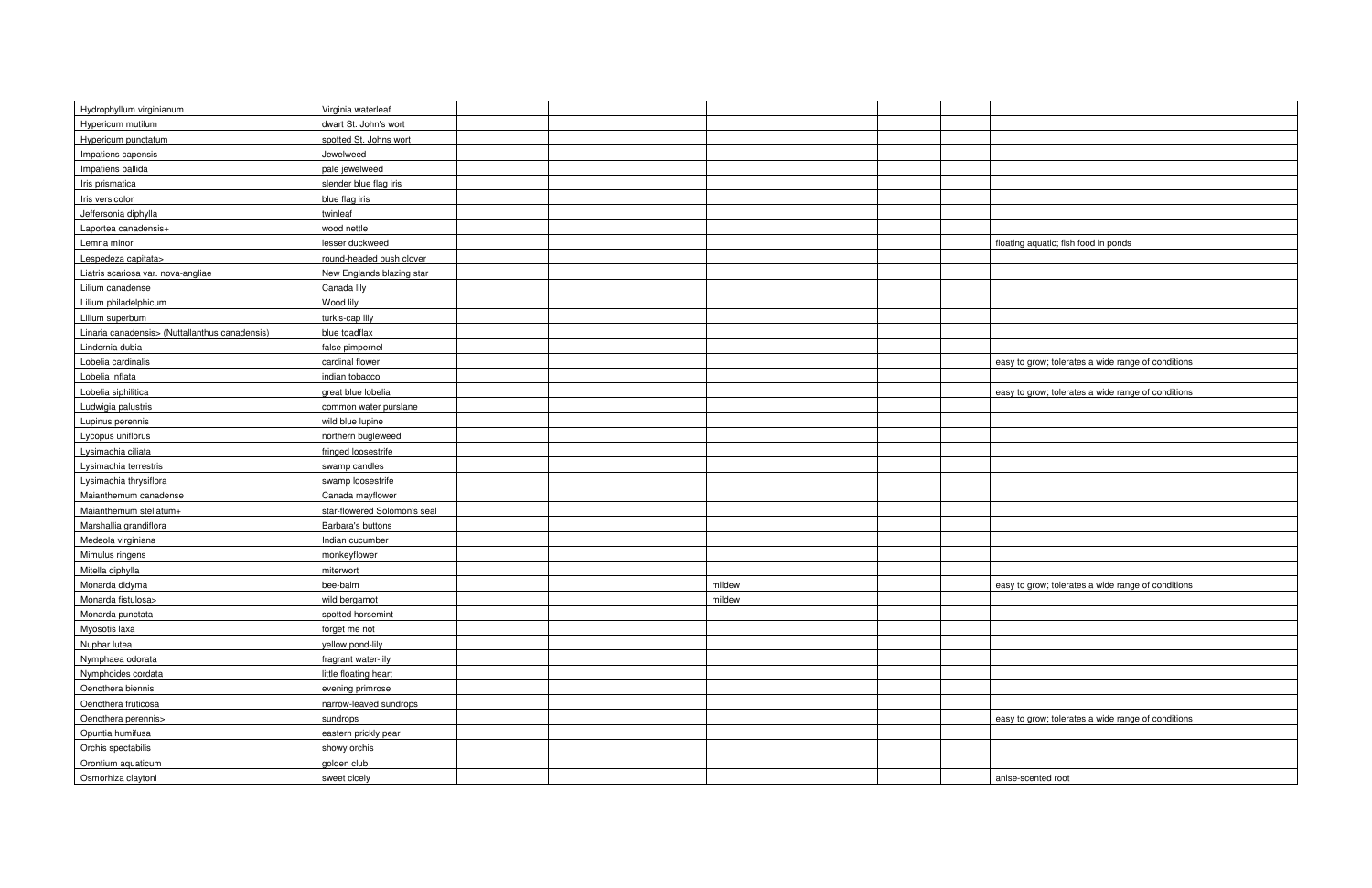| | | | | | | | |
|---|---|---|---|---|---|---|---|
| Hydrophyllum virginianum | Virginia waterleaf | | | | | | |
| Hypericum mutilum | dwart St. John's wort | | | | | | |
| Hypericum punctatum | spotted St. Johns wort | | | | | | |
| Impatiens capensis | Jewelweed | | | | | | |
| Impatiens pallida | pale jewelweed | | | | | | |
| Iris prismatica | slender blue flag iris | | | | | | |
| Iris versicolor | blue flag iris | | | | | | |
| Jeffersonia diphylla | twinleaf | | | | | | |
| Laportea canadensis+ | wood nettle | | | | | | |
| Lemna minor | lesser duckweed | | | | | | floating aquatic; fish food in ponds |
| Lespedeza capitata> | round-headed bush clover | | | | | | |
| Liatris scariosa var. nova-angliae | New Englands blazing star | | | | | | |
| Lilium canadense | Canada lily | | | | | | |
| Lilium philadelphicum | Wood lily | | | | | | |
| Lilium superbum | turk's-cap lily | | | | | | |
| Linaria canadensis> (Nuttallanthus canadensis) | blue toadflax | | | | | | |
| Lindernia dubia | false pimpernel | | | | | | |
| Lobelia cardinalis | cardinal flower | | | | | | easy to grow; tolerates a wide range of conditions |
| Lobelia inflata | indian tobacco | | | | | | |
| Lobelia siphilitica | great blue lobelia | | | | | | easy to grow; tolerates a wide range of conditions |
| Ludwigia palustris | common water purslane | | | | | | |
| Lupinus perennis | wild blue lupine | | | | | | |
| Lycopus uniflorus | northern bugleweed | | | | | | |
| Lysimachia ciliata | fringed loosestrife | | | | | | |
| Lysimachia terrestris | swamp candles | | | | | | |
| Lysimachia thrysiflora | swamp loosestrife | | | | | | |
| Maianthemum canadense | Canada mayflower | | | | | | |
| Maianthemum stellatum+ | star-flowered Solomon's seal | | | | | | |
| Marshallia grandiflora | Barbara's buttons | | | | | | |
| Medeola virginiana | Indian cucumber | | | | | | |
| Mimulus ringens | monkeyflower | | | | | | |
| Mitella diphylla | miterwort | | | | | | |
| Monarda didyma | bee-balm | | | mildew | | | easy to grow; tolerates a wide range of conditions |
| Monarda fistulosa> | wild bergamot | | | mildew | | | |
| Monarda punctata | spotted horsemint | | | | | | |
| Myosotis laxa | forget me not | | | | | | |
| Nuphar lutea | yellow pond-lily | | | | | | |
| Nymphaea odorata | fragrant water-lily | | | | | | |
| Nymphoides cordata | little floating heart | | | | | | |
| Oenothera biennis | evening primrose | | | | | | |
| Oenothera fruticosa | narrow-leaved sundrops | | | | | | |
| Oenothera perennis> | sundrops | | | | | | easy to grow; tolerates a wide range of conditions |
| Opuntia humifusa | eastern prickly pear | | | | | | |
| Orchis spectabilis | showy orchis | | | | | | |
| Orontium aquaticum | golden club | | | | | | |
| Osmorhiza claytoni | sweet cicely | | | | | | anise-scented root |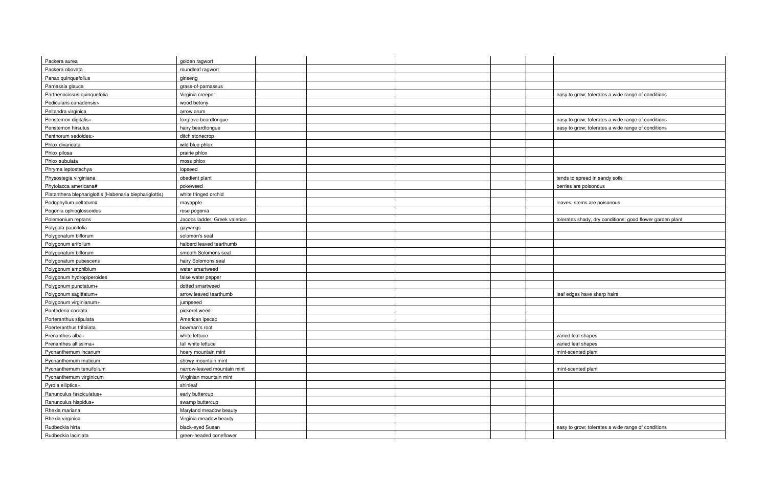| | | | | | | | |
|---|---|---|---|---|---|---|---|
| Packera aurea | golden ragwort | | | | | | |
| Packera obovata | roundleaf ragwort | | | | | | |
| Panax quinquefolius | ginseng | | | | | | |
| Parnassia glauca | grass-of-parnassus | | | | | | |
| Parthenocissus quinquefolia | Virginia creeper | | | | | | easy to grow; tolerates a wide range of conditions |
| Pedicularis canadensis> | wood betony | | | | | | |
| Peltandra virginica | arrow arum | | | | | | |
| Penstemon digitalis+ | foxglove beardtongue | | | | | | easy to grow; tolerates a wide range of conditions |
| Penstemon hirsutus | hairy beardtongue | | | | | | easy to grow; tolerates a wide range of conditions |
| Penthorum sedoides> | ditch stonecrop | | | | | | |
| Phlox divaricata | wild blue phlox | | | | | | |
| Phlox pilosa | prairie phlox | | | | | | |
| Phlox subulata | moss phlox | | | | | | |
| Phryma leptostachya | lopseed | | | | | | |
| Physostegia virginiana | obedient plant | | | | | | tends to spread in sandy soils |
| Phytolacca americana# | pokeweed | | | | | | berries are poisonous |
| Platanthera blephariglottis (Habenaria blephariglottis) | white fringed orchid | | | | | | |
| Podophyllum peltatum# | mayapple | | | | | | leaves, stems are poisonous |
| Pogonia ophioglossoides | rose pogonia | | | | | | |
| Polemonium reptans | Jacobs ladder, Greek valerian | | | | | | tolerates shady, dry conditions; good flower garden plant |
| Polygala paucifolia | gaywings | | | | | | |
| Polygonatum biflorum | solomon's seal | | | | | | |
| Polygonum arifolium | halberd leaved tearthumb | | | | | | |
| Polygonatum biflorum | smooth Solomons seal | | | | | | |
| Polygonatum pubescens | hairy Solomons seal | | | | | | |
| Polygonum amphibium | water smartweed | | | | | | |
| Polygonum hydropiperoides | false water pepper | | | | | | |
| Polygonum punctatum+ | dotted smartweed | | | | | | |
| Polygonum sagittatum+ | arrow leaved tearthumb | | | | | | leaf edges have sharp hairs |
| Polygonum virginianum+ | jumpseed | | | | | | |
| Pontederia cordata | pickerel weed | | | | | | |
| Porteranthus stipulata | American ipecac | | | | | | |
| Poerteranthus trifoliata | bowman's root | | | | | | |
| Prenanthes alba+ | white lettuce | | | | | | varied leaf shapes |
| Prenanthes altissima+ | tall white lettuce | | | | | | varied leaf shapes |
| Pycnanthemum incanum | hoary mountain mint | | | | | | mint-scented plant |
| Pycnanthemum muticum | showy mountain mint | | | | | | |
| Pycnanthemum tenuifolium | narrow-leaved mountain mint | | | | | | mint-scented plant |
| Pycnanthemum virginicum | Virginian mountain mint | | | | | | |
| Pyrola elliptica+ | shinleaf | | | | | | |
| Ranunculus fasciculatus+ | early buttercup | | | | | | |
| Ranunculus hispidus+ | swamp buttercup | | | | | | |
| Rhexia mariana | Maryland meadow beauty | | | | | | |
| Rhexia virginica | Virginia meadow beauty | | | | | | |
| Rudbeckia hirta | black-eyed Susan | | | | | | easy to grow; tolerates a wide range of conditions |
| Rudbeckia laciniata | green-headed coneflower | | | | | | |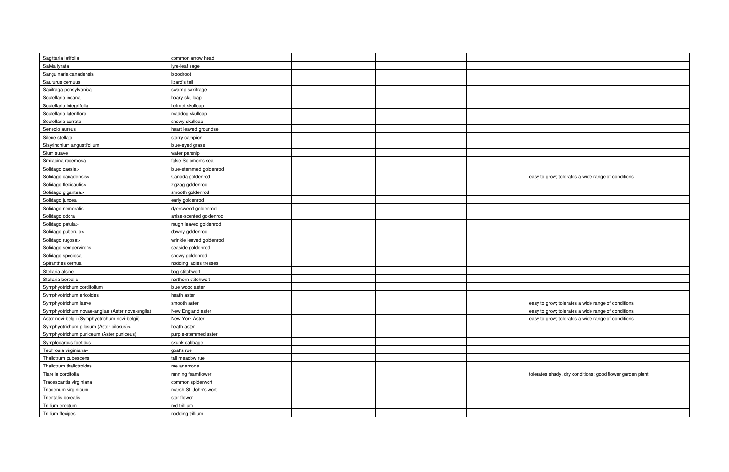|  |  |  |  |  |  |  |  |
|---|---|---|---|---|---|---|---|
| Sagittaria latifolia | common arrow head |  |  |  |  |  |  |
| Salvia lyrata | lyre-leaf sage |  |  |  |  |  |  |
| Sanguinaria canadensis | bloodroot |  |  |  |  |  |  |
| Saururus cernuus | lizard's tail |  |  |  |  |  |  |
| Saxifraga pensylvanica | swamp saxifrage |  |  |  |  |  |  |
| Scutellaria incana | hoary skullcap |  |  |  |  |  |  |
| Scutellaria integrifolia | helmet skullcap |  |  |  |  |  |  |
| Scutellaria lateriflora | maddog skullcap |  |  |  |  |  |  |
| Scutellaria serrata | showy skullcap |  |  |  |  |  |  |
| Senecio aureus | heart leaved groundsel |  |  |  |  |  |  |
| Silene stellata | starry campion |  |  |  |  |  |  |
| Sisyrinchium angustifolium | blue-eyed grass |  |  |  |  |  |  |
| Sium suave | water parsnip |  |  |  |  |  |  |
| Smilacina racemosa | false Solomon's seal |  |  |  |  |  |  |
| Solidago caesia> | blue-stemmed goldenrod |  |  |  |  |  |  |
| Solidago canadensis> | Canada goldenrod |  |  |  |  |  | easy to grow; tolerates a wide range of conditions |
| Solidago flexicaulis> | zigzag goldenrod |  |  |  |  |  |  |
| Solidago gigantea> | smooth goldenrod |  |  |  |  |  |  |
| Solidago juncea | early goldenrod |  |  |  |  |  |  |
| Solidago nemoralis | dyersweed goldenrod |  |  |  |  |  |  |
| Solidago odora | anise-scented goldenrod |  |  |  |  |  |  |
| Solidago patula> | rough leaved goldenrod |  |  |  |  |  |  |
| Solidago puberula> | downy goldenrod |  |  |  |  |  |  |
| Solidago rugosa> | wrinkle leaved goldenrod |  |  |  |  |  |  |
| Solidago sempervirens | seaside goldenrod |  |  |  |  |  |  |
| Solidago speciosa | showy goldenrod |  |  |  |  |  |  |
| Spiranthes cernua | nodding ladies tresses |  |  |  |  |  |  |
| Stellaria alsine | bog stitchwort |  |  |  |  |  |  |
| Stellaria borealis | northern stitchwort |  |  |  |  |  |  |
| Symphyotrichum cordifolium | blue wood aster |  |  |  |  |  |  |
| Symphyotrichum ericoides | heath aster |  |  |  |  |  |  |
| Symphyotrichum laeve | smooth aster |  |  |  |  |  | easy to grow; tolerates a wide range of conditions |
| Symphyotrichum novae-angliae (Aster nova-anglia) | New England aster |  |  |  |  |  | easy to grow; tolerates a wide range of conditions |
| Aster novi-belgii (Symphyotrichum novi-belgii) | New York Aster |  |  |  |  |  | easy to grow; tolerates a wide range of conditions |
| Symphyotrichum pilosum (Aster pilosus)> | heath aster |  |  |  |  |  |  |
| Symphyotrichum puniceum (Aster puniceus) | purple-stemmed aster |  |  |  |  |  |  |
| Symplocarpus foetidus | skunk cabbage |  |  |  |  |  |  |
| Tephrosia virginiana+ | goat's rue |  |  |  |  |  |  |
| Thalictrum pubescens | tall meadow rue |  |  |  |  |  |  |
| Thalictrum thalictroides | rue anemone |  |  |  |  |  |  |
| Tiarella cordifolia | running foamflower |  |  |  |  |  | tolerates shady, dry conditions; good flower garden plant |
| Tradescantia virginiana | common spiderwort |  |  |  |  |  |  |
| Triadenum virginicum | marsh St. John's wort |  |  |  |  |  |  |
| Trientalis borealis | star flower |  |  |  |  |  |  |
| Trillium erectum | red trillium |  |  |  |  |  |  |
| Trillium flexipes | nodding trillium |  |  |  |  |  |  |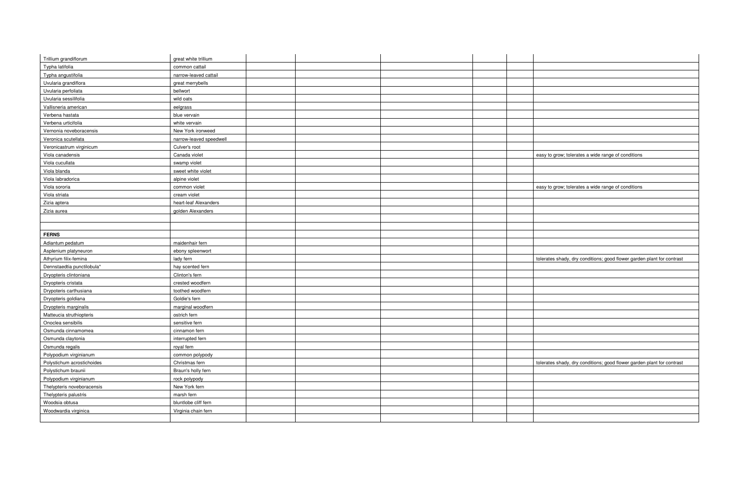| | | | | | | | |
|---|---|---|---|---|---|---|---|
| Trillium grandiflorum | great white trillium | | | | | | |
| Typha latifolia | common cattail | | | | | | |
| Typha angustifolia | narrow-leaved cattail | | | | | | |
| Uvularia grandiflora | great merrybells | | | | | | |
| Uvularia perfoliata | bellwort | | | | | | |
| Uvularia sessilifolia | wild oats | | | | | | |
| Vallisneria american | eelgrass | | | | | | |
| Verbena hastata | blue vervain | | | | | | |
| Verbena urticifolia | white vervain | | | | | | |
| Vernonia noveboracensis | New York ironweed | | | | | | |
| Veronica scutellata | narrow-leaved speedwell | | | | | | |
| Veronicastrum virginicum | Culver's root | | | | | | |
| Viola canadensis | Canada violet | | | | | | easy to grow; tolerates a wide range of conditions |
| Viola cucullata | swamp violet | | | | | | |
| Viola blanda | sweet white violet | | | | | | |
| Viola labradorica | alpine violet | | | | | | |
| Viola sororia | common violet | | | | | | easy to grow; tolerates a wide range of conditions |
| Viola striata | cream violet | | | | | | |
| Zizia aptera | heart-leaf Alexanders | | | | | | |
| Zizia aurea | golden Alexanders | | | | | | |
| | | | | | | | |
| | | | | | | | |
| **FERNS** | | | | | | | |
| Adiantum pedatum | maidenhair fern | | | | | | |
| Asplenium platyneuron | ebony spleenwort | | | | | | |
| Athyrium filix-femina | lady fern | | | | | | tolerates shady, dry conditions; good flower garden plant for contrast |
| Dennstaedtia punctilobula* | hay scented fern | | | | | | |
| Dryopteris clintoniana | Clinton's fern | | | | | | |
| Dryopteris cristata | crested woodfern | | | | | | |
| Drypoteris carthusiana | toothed woodfern | | | | | | |
| Dryopteris goldiana | Goldie's fern | | | | | | |
| Dryopteris marginalis | marginal woodfern | | | | | | |
| Matteucia struthiopteris | ostrich fern | | | | | | |
| Onoclea sensibilis | sensitive fern | | | | | | |
| Osmunda cinnamomea | cinnamon fern | | | | | | |
| Osmunda claytonia | interrupted fern | | | | | | |
| Osmunda regalis | royal fern | | | | | | |
| Polypodium virginianum | common polypody | | | | | | |
| Polystichum acrostichoides | Christmas fern | | | | | | tolerates shady, dry conditions; good flower garden plant for contrast |
| Polystichum braunii | Braun's holly fern | | | | | | |
| Polypodium virginianum | rock polypody | | | | | | |
| Thelypteris noveboracensis | New York fern | | | | | | |
| Thelypteris palustris | marsh fern | | | | | | |
| Woodsia obtusa | bluntlobe cliff fern | | | | | | |
| Woodwardia virginica | Virginia chain fern | | | | | | |
| | | | | | | | |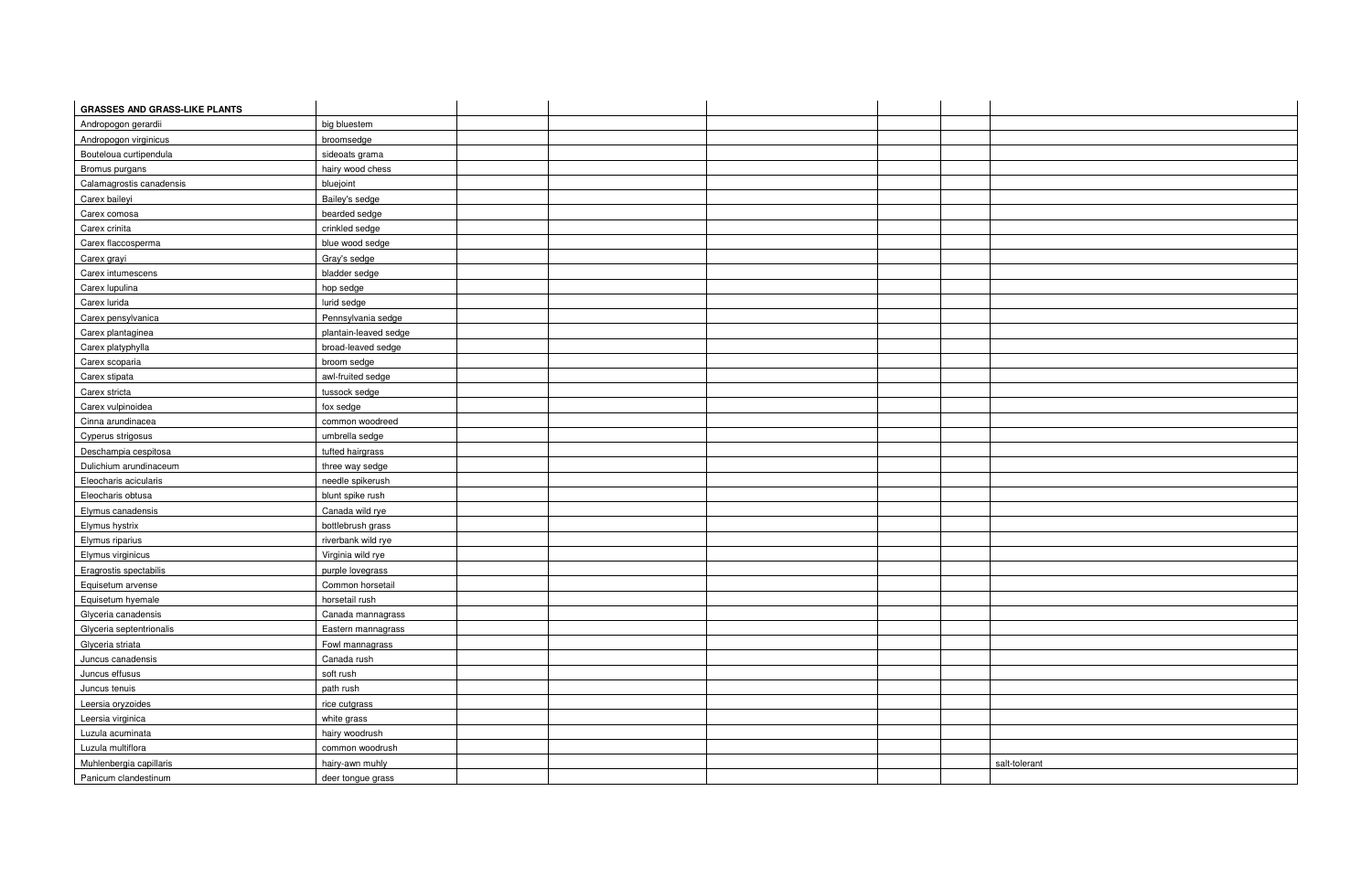| GRASSES AND GRASS-LIKE PLANTS | | | | | | | |
|---|---|---|---|---|---|---|---|
| Andropogon gerardii | big bluestem | | | | | | |
| Andropogon virginicus | broomsedge | | | | | | |
| Bouteloua curtipendula | sideoats grama | | | | | | |
| Bromus purgans | hairy wood chess | | | | | | |
| Calamagrostis canadensis | bluejoint | | | | | | |
| Carex baileyi | Bailey's sedge | | | | | | |
| Carex comosa | bearded sedge | | | | | | |
| Carex crinita | crinkled sedge | | | | | | |
| Carex flaccosperma | blue wood sedge | | | | | | |
| Carex grayi | Gray's sedge | | | | | | |
| Carex intumescens | bladder sedge | | | | | | |
| Carex lupulina | hop sedge | | | | | | |
| Carex lurida | lurid sedge | | | | | | |
| Carex pensylvanica | Pennsylvania sedge | | | | | | |
| Carex plantaginea | plantain-leaved sedge | | | | | | |
| Carex platyphylla | broad-leaved sedge | | | | | | |
| Carex scoparia | broom sedge | | | | | | |
| Carex stipata | awl-fruited sedge | | | | | | |
| Carex stricta | tussock sedge | | | | | | |
| Carex vulpinoidea | fox sedge | | | | | | |
| Cinna arundinacea | common woodreed | | | | | | |
| Cyperus strigosus | umbrella sedge | | | | | | |
| Deschampia cespitosa | tufted hairgrass | | | | | | |
| Dulichium arundinaceum | three way sedge | | | | | | |
| Eleocharis acicularis | needle spikerush | | | | | | |
| Eleocharis obtusa | blunt spike rush | | | | | | |
| Elymus canadensis | Canada wild rye | | | | | | |
| Elymus hystrix | bottlebrush grass | | | | | | |
| Elymus riparius | riverbank wild rye | | | | | | |
| Elymus virginicus | Virginia wild rye | | | | | | |
| Eragrostis spectabilis | purple lovegrass | | | | | | |
| Equisetum arvense | Common horsetail | | | | | | |
| Equisetum hyemale | horsetail rush | | | | | | |
| Glyceria canadensis | Canada mannagrass | | | | | | |
| Glyceria septentrionalis | Eastern mannagrass | | | | | | |
| Glyceria striata | Fowl mannagrass | | | | | | |
| Juncus canadensis | Canada rush | | | | | | |
| Juncus effusus | soft rush | | | | | | |
| Juncus tenuis | path rush | | | | | | |
| Leersia oryzoides | rice cutgrass | | | | | | |
| Leersia virginica | white grass | | | | | | |
| Luzula acuminata | hairy woodrush | | | | | | |
| Luzula multiflora | common woodrush | | | | | | |
| Muhlenbergia capillaris | hairy-awn muhly | | | | | | salt-tolerant |
| Panicum clandestinum | deer tongue grass | | | | | | |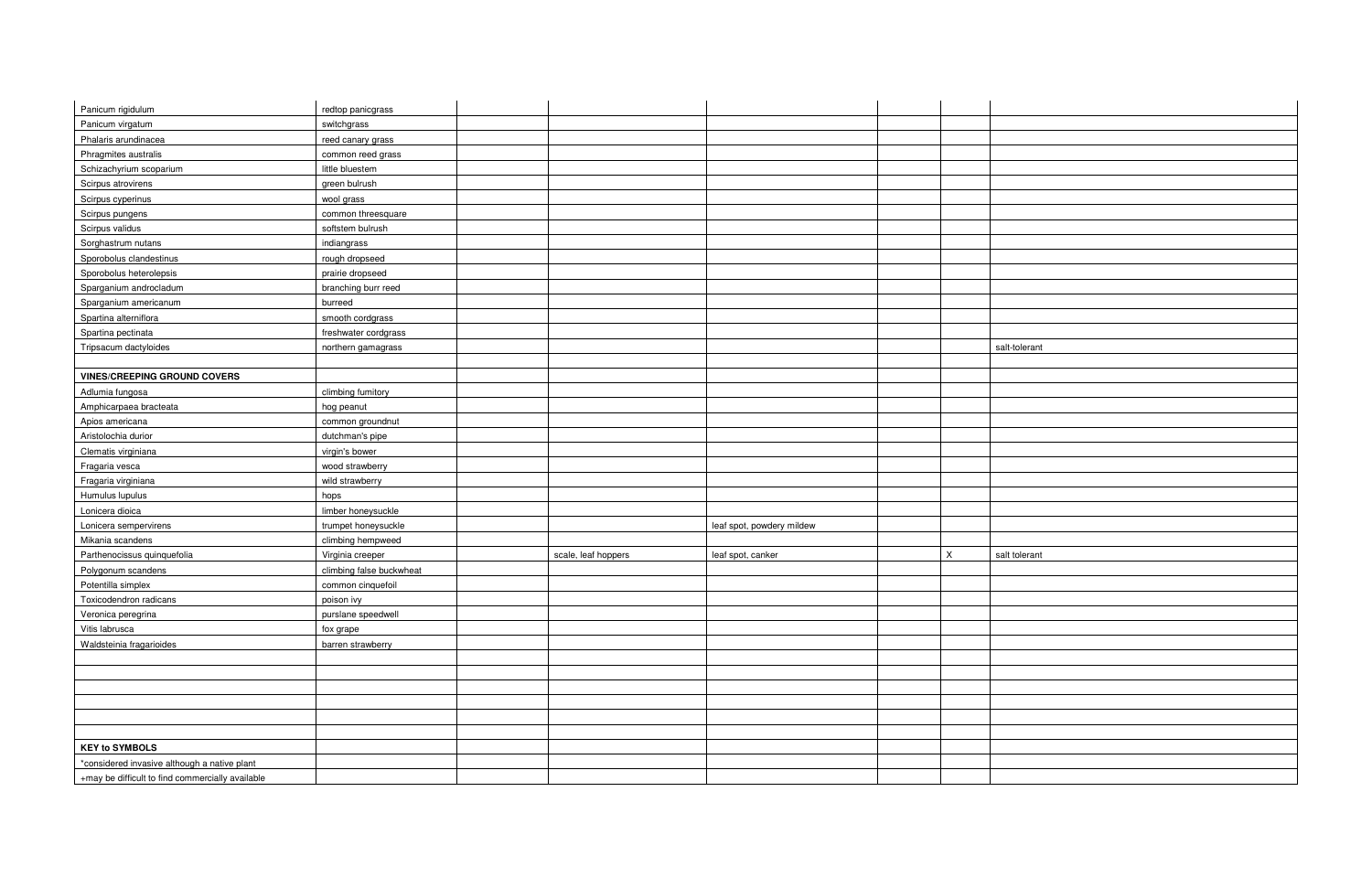| | | | | | | | |
|---|---|---|---|---|---|---|---|
| Panicum rigidulum | redtop panicgrass | | | | | | |
| Panicum virgatum | switchgrass | | | | | | |
| Phalaris arundinacea | reed canary grass | | | | | | |
| Phragmites australis | common reed grass | | | | | | |
| Schizachyrium scoparium | little bluestem | | | | | | |
| Scirpus atrovirens | green bulrush | | | | | | |
| Scirpus cyperinus | wool grass | | | | | | |
| Scirpus pungens | common threesquare | | | | | | |
| Scirpus validus | softstem bulrush | | | | | | |
| Sorghastrum nutans | indiangrass | | | | | | |
| Sporobolus clandestinus | rough dropseed | | | | | | |
| Sporobolus heterolepsis | prairie dropseed | | | | | | |
| Sparganium androcladum | branching burr reed | | | | | | |
| Sparganium americanum | burreed | | | | | | |
| Spartina alterniflora | smooth cordgrass | | | | | | |
| Spartina pectinata | freshwater cordgrass | | | | | | |
| Tripsacum dactyloides | northern gamagrass | | | | | | salt-tolerant |
| | | | | | | | |
| **VINES/CREEPING GROUND COVERS** | | | | | | | |
| Adlumia fungosa | climbing fumitory | | | | | | |
| Amphicarpaea bracteata | hog peanut | | | | | | |
| Apios americana | common groundnut | | | | | | |
| Aristolochia durior | dutchman's pipe | | | | | | |
| Clematis virginiana | virgin's bower | | | | | | |
| Fragaria vesca | wood strawberry | | | | | | |
| Fragaria virginiana | wild strawberry | | | | | | |
| Humulus lupulus | hops | | | | | | |
| Lonicera dioica | limber honeysuckle | | | | | | |
| Lonicera sempervirens | trumpet honeysuckle | | | leaf spot, powdery mildew | | | |
| Mikania scandens | climbing hempweed | | | | | | |
| Parthenocissus quinquefolia | Virginia creeper | | scale, leaf hoppers | leaf spot, canker | | X | salt tolerant |
| Polygonum scandens | climbing false buckwheat | | | | | | |
| Potentilla simplex | common cinquefoil | | | | | | |
| Toxicodendron radicans | poison ivy | | | | | | |
| Veronica peregrina | purslane speedwell | | | | | | |
| Vitis labrusca | fox grape | | | | | | |
| Waldsteinia fragarioides | barren strawberry | | | | | | |
| | | | | | | | |
| | | | | | | | |
| | | | | | | | |
| | | | | | | | |
| | | | | | | | |
| | | | | | | | |
| **KEY to SYMBOLS** | | | | | | | |
| *considered invasive although a native plant | | | | | | | |
| +may be difficult to find commercially available | | | | | | | |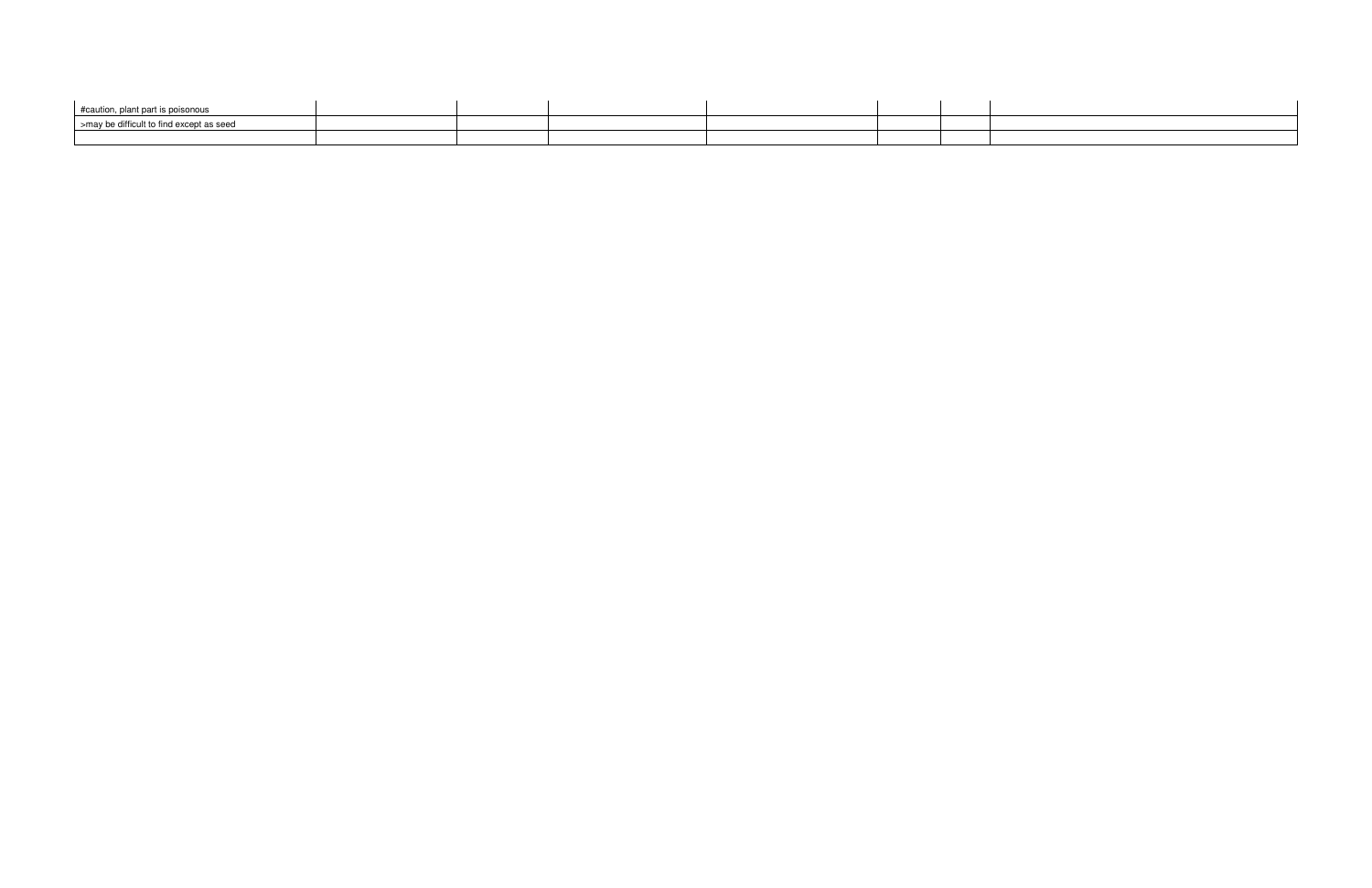| | | | | | | | |
|---|---|---|---|---|---|---|---|
| #caution, plant part is poisonous | | | | | | | |
| >may be difficult to find except as seed | | | | | | | |
| | | | | | | | |